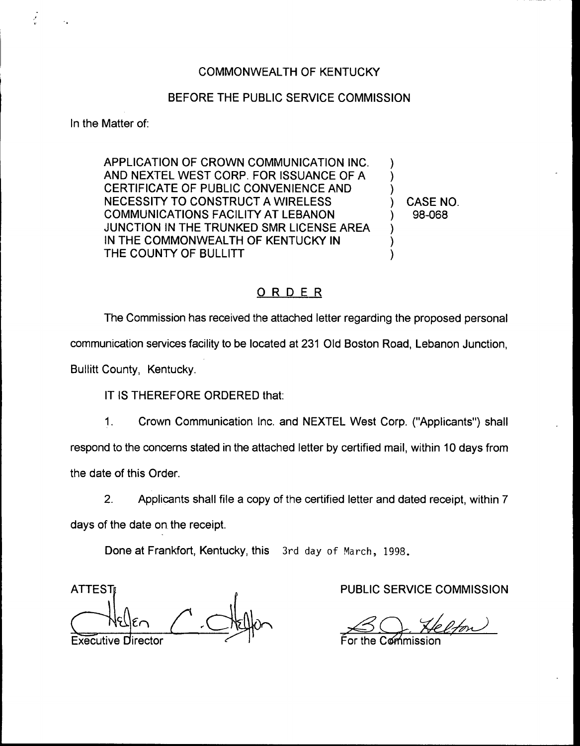COMMONWEALTH OF KENTUCKY

BEFORE THE PUBLIC SERVICE COMMISSION

In the Matter of:

APPLICATION OF CROWN COMMUNICATION INC. AND NEXTEL WEST CORP. FOR ISSUANCE OF A CERTIFICATE OF PUBLIC CONVENIENCE AND NECESSITY TO CONSTRUCT A WIRELESS COMMUNICATIONS FACILITY AT LEBANON JUNCTION IN THE TRUNKED SMR LICENSE AREA IN THE COMMONWEALTH OF KENTUCKY IN THE COUNTY OF BULLITT ) CASE NO. 98-068

## ORDER

The Commission has received the attached letter regarding the proposed personal communication services facility to be located at 231 Old Boston Road, Lebanon Junction, Bullitt County, Kentucky.

IT IS THEREFORE ORDERED that:

1. Crown Communication Inc. and NEXTEL West Corp. ("Applicants") shall respond to the concerns stated in the attached letter by certified mail, within 10 days from the date of this Order.

2. Applicants shall file a copy of the certified letter and dated receipt, within 7 days of the date on the receipt.

Done at Frankfort, Kentucky, this 3rd day of March, 1998.

ATTEST:

Executive Director

PUBLIC SERVICE COMMISSION

For the Commission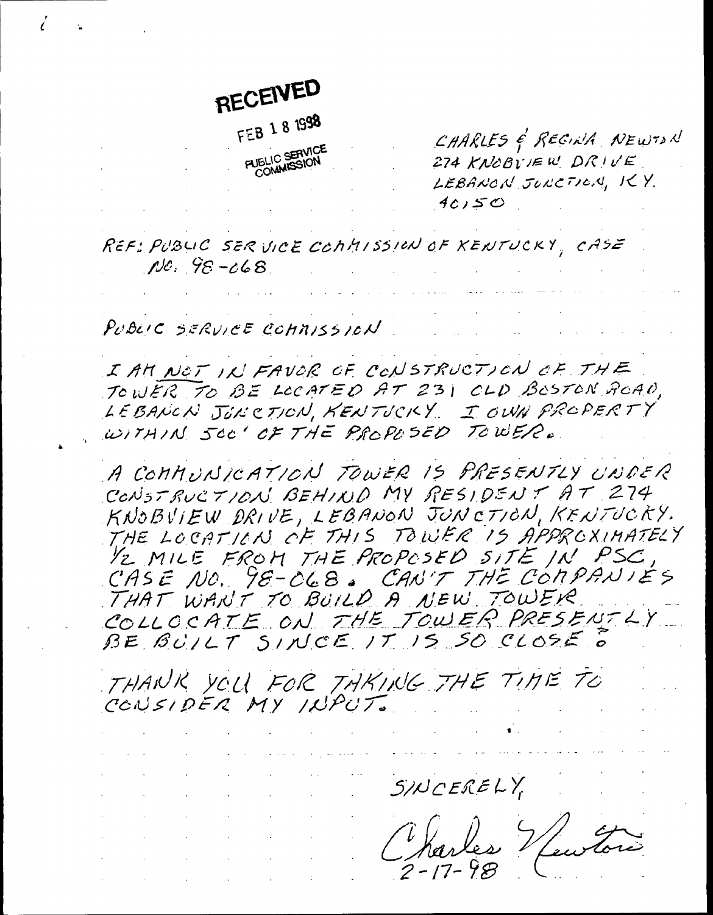RECEIVED

FEB 18 1998

PUBLIC SERVICE COMMISSION

CHARLES & REGINA NEWTON
274 KNOBVIEW DRIVE
LEBANON JUNCTION, KY.
40150

REF: PUBLIC SERVICE COMMISSION OF KENTUCKY, CASE NO. 98-068

PUBLIC SERVICE COMMISSION

I AM NOT IN FAVOR OF CONSTRUCTION OF THE TOWER TO BE LOCATED AT 231 OLD BOSTON ROAD, LEBANON JUNCTION, KENTUCKY. I OWN PROPERTY WITHIN 500' OF THE PROPOSED TOWER.

A COMMUNICATION TOWER IS PRESENTLY UNDER CONSTRUCTION BEHIND MY RESIDENT AT 274 KNOBVIEW DRIVE, LEBANON JUNCTION, KENTUCKY. THE LOCATION OF THIS TOWER IS APPROXIMATELY 1/2 MILE FROM THE PROPOSED SITE IN PSC, CASE NO. 98-068. CAN'T THE COMPANIES THAT WANT TO BUILD A NEW TOWER COLLOCATE ON THE TOWER PRESENTLY BE BUILT SINCE IT IS SO CLOSE?

THANK YOU FOR TAKING THE TIME TO CONSIDER MY INPUT.

SINCERELY,

Charles Newton
2-17-98